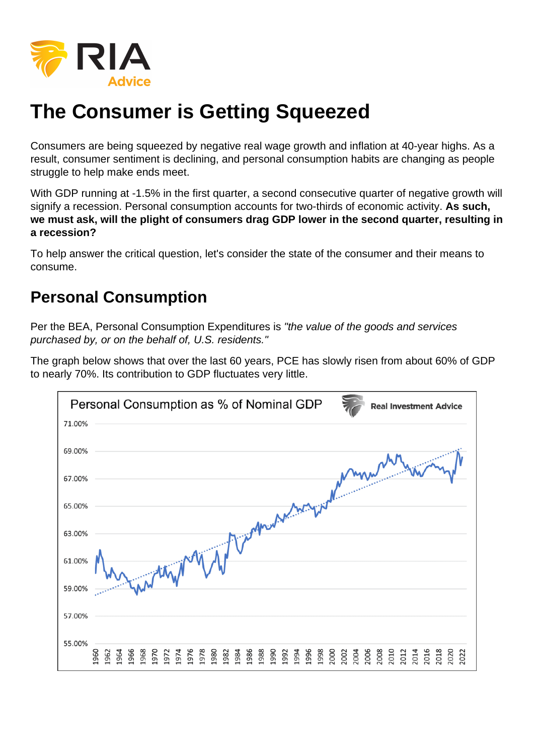# The Consumer is Getting Squeezed

Consumers are being squeezed by negative real wage growth and inflation at 40-year highs. As a result, consumer sentiment is declining, and personal consumption habits are changing as people struggle to help make ends meet.

With GDP running at -1.5% in the first quarter, a second consecutive quarter of negative growth will signify a recession. Personal consumption accounts for two-thirds of economic activity. **As such, we must ask, will the plight of consumers drag GDP lower in the second quarter, resulting in a recession?**

To help answer the critical question, let's consider the state of the consumer and their means to consume.

## Personal Consumption

Per the BEA, Personal Consumption Expenditures is *"the value of the goods and services purchased by, or on the behalf of, U.S. residents."*

The graph below shows that over the last 60 years, PCE has slowly risen from about 60% of GDP to nearly 70%. Its contribution to GDP fluctuates very little.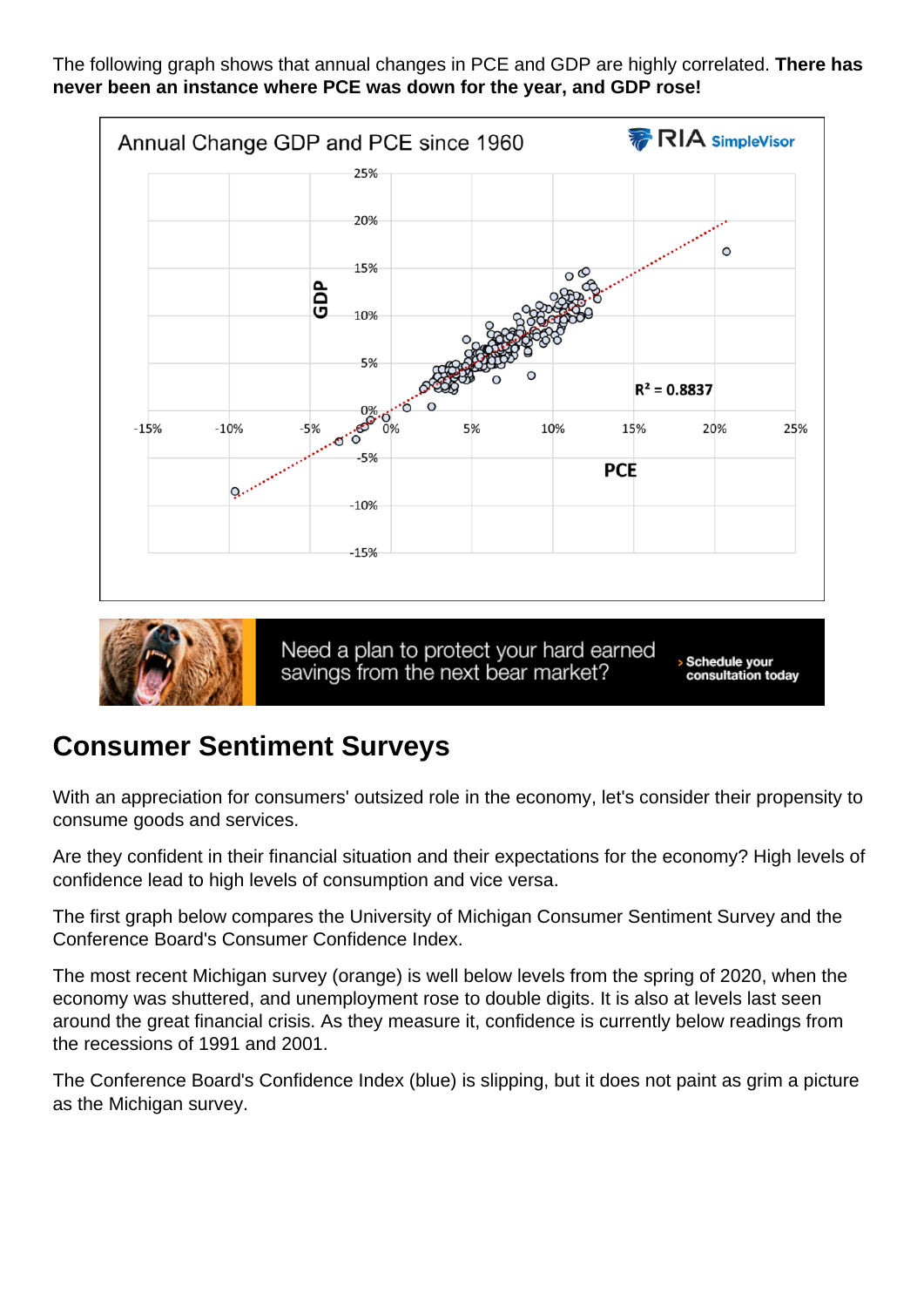The following graph shows that annual changes in PCE and GDP are highly correlated. **There has never been an instance where PCE was down for the year, and GDP rose!**

## Consumer Sentiment Surveys

With an appreciation for consumers' outsized role in the economy, let's consider their propensity to consume goods and services.

Are they confident in their financial situation and their expectations for the economy? High levels of confidence lead to high levels of consumption and vice versa.

The first graph below compares the University of Michigan Consumer Sentiment Survey and the Conference Board's Consumer Confidence Index.

The most recent Michigan survey (orange) is well below levels from the spring of 2020, when the economy was shuttered, and unemployment rose to double digits. It is also at levels last seen around the great financial crisis. As they measure it, confidence is currently below readings from the recessions of 1991 and 2001.

The Conference Board's Confidence Index (blue) is slipping, but it does not paint as grim a picture as the Michigan survey.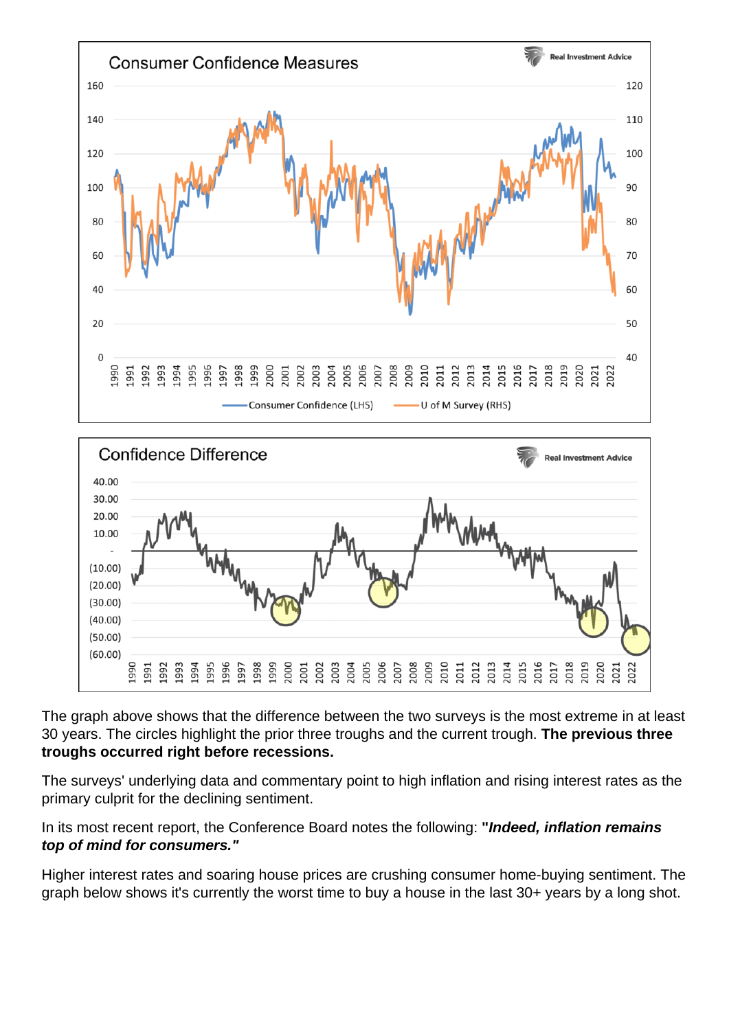The graph above shows that the difference between the two surveys is the most extreme in at least 30 years. The circles highlight the prior three troughs and the current trough. **The previous three troughs occurred right before recessions.**

The surveys' underlying data and commentary point to high inflation and rising interest rates as the primary culprit for the declining sentiment.

In its most recent report, the Conference Board notes the following: **"*Indeed, inflation remains top of mind for consumers.*"**

Higher interest rates and soaring house prices are crushing consumer home-buying sentiment. The graph below shows it's currently the worst time to buy a house in the last 30+ years by a long shot.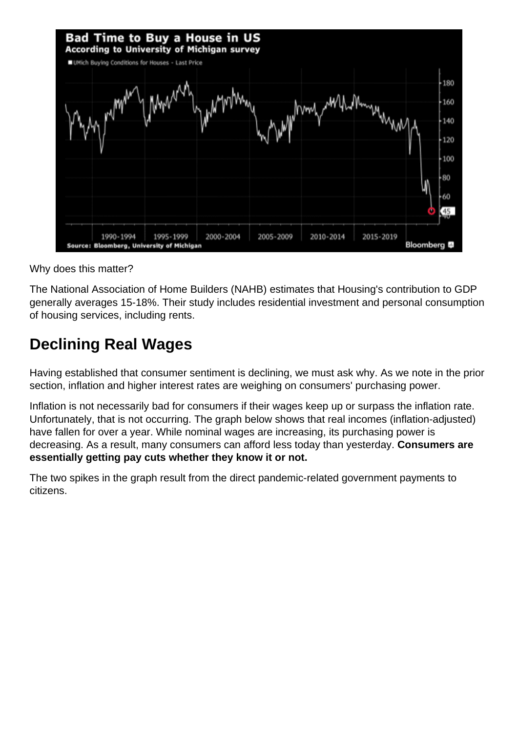Why does this matter?

The National Association of Home Builders (NAHB) estimates that Housing's contribution to GDP generally averages 15-18%. Their study includes residential investment and personal consumption of housing services, including rents.

## Declining Real Wages

Having established that consumer sentiment is declining, we must ask why. As we note in the prior section, inflation and higher interest rates are weighing on consumers' purchasing power.

Inflation is not necessarily bad for consumers if their wages keep up or surpass the inflation rate. Unfortunately, that is not occurring. The graph below shows that real incomes (inflation-adjusted) have fallen for over a year. While nominal wages are increasing, its purchasing power is decreasing. As a result, many consumers can afford less today than yesterday. **Consumers are essentially getting pay cuts whether they know it or not.**

The two spikes in the graph result from the direct pandemic-related government payments to citizens.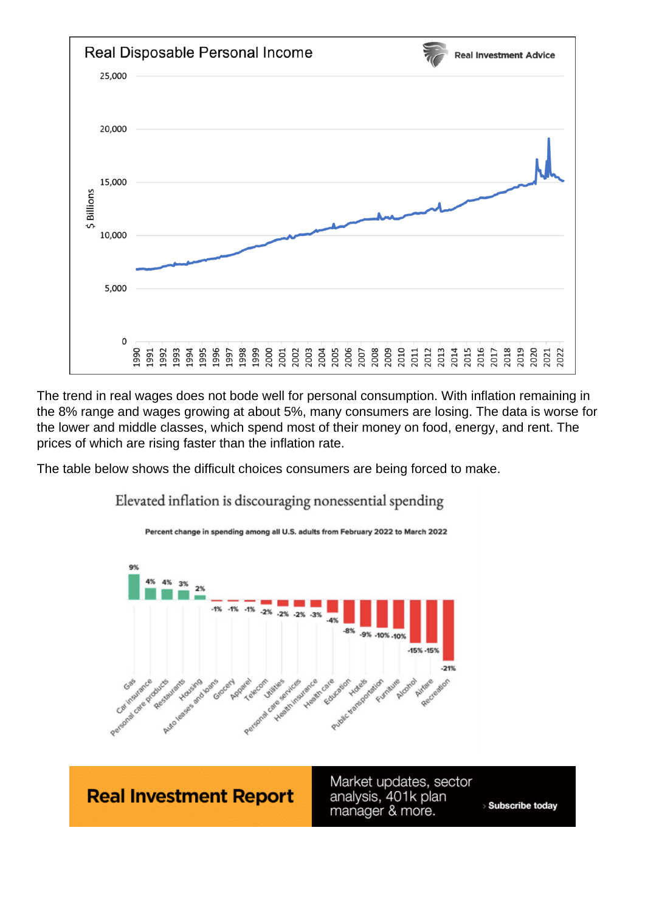The trend in real wages does not bode well for personal consumption. With inflation remaining in the 8% range and wages growing at about 5%, many consumers are losing. The data is worse for the lower and middle classes, which spend most of their money on food, energy, and rent. The prices of which are rising faster than the inflation rate.

The table below shows the difficult choices consumers are being forced to make.

**Real Investment Report** — Market updates, sector analysis, 401k plan manager & more. › Subscribe today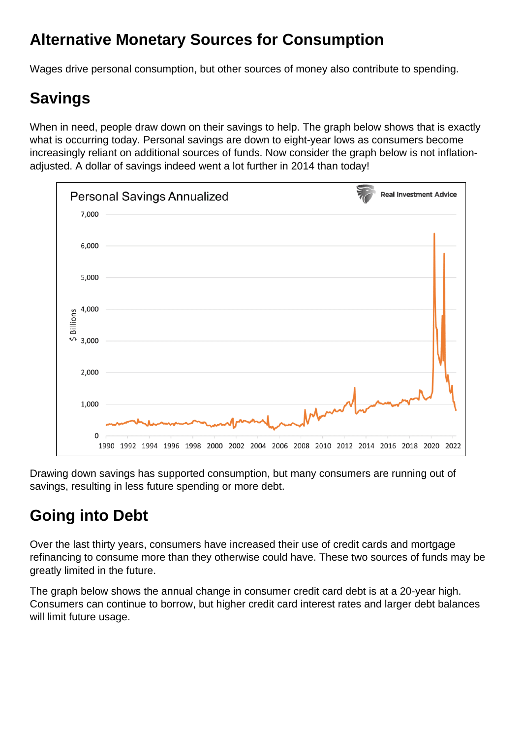## Alternative Monetary Sources for Consumption

Wages drive personal consumption, but other sources of money also contribute to spending.

## Savings

When in need, people draw down on their savings to help. The graph below shows that is exactly what is occurring today. Personal savings are down to eight-year lows as consumers become increasingly reliant on additional sources of funds. Now consider the graph below is not inflation-adjusted. A dollar of savings indeed went a lot further in 2014 than today!

Drawing down savings has supported consumption, but many consumers are running out of savings, resulting in less future spending or more debt.

## Going into Debt

Over the last thirty years, consumers have increased their use of credit cards and mortgage refinancing to consume more than they otherwise could have. These two sources of funds may be greatly limited in the future.

The graph below shows the annual change in consumer credit card debt is at a 20-year high. Consumers can continue to borrow, but higher credit card interest rates and larger debt balances will limit future usage.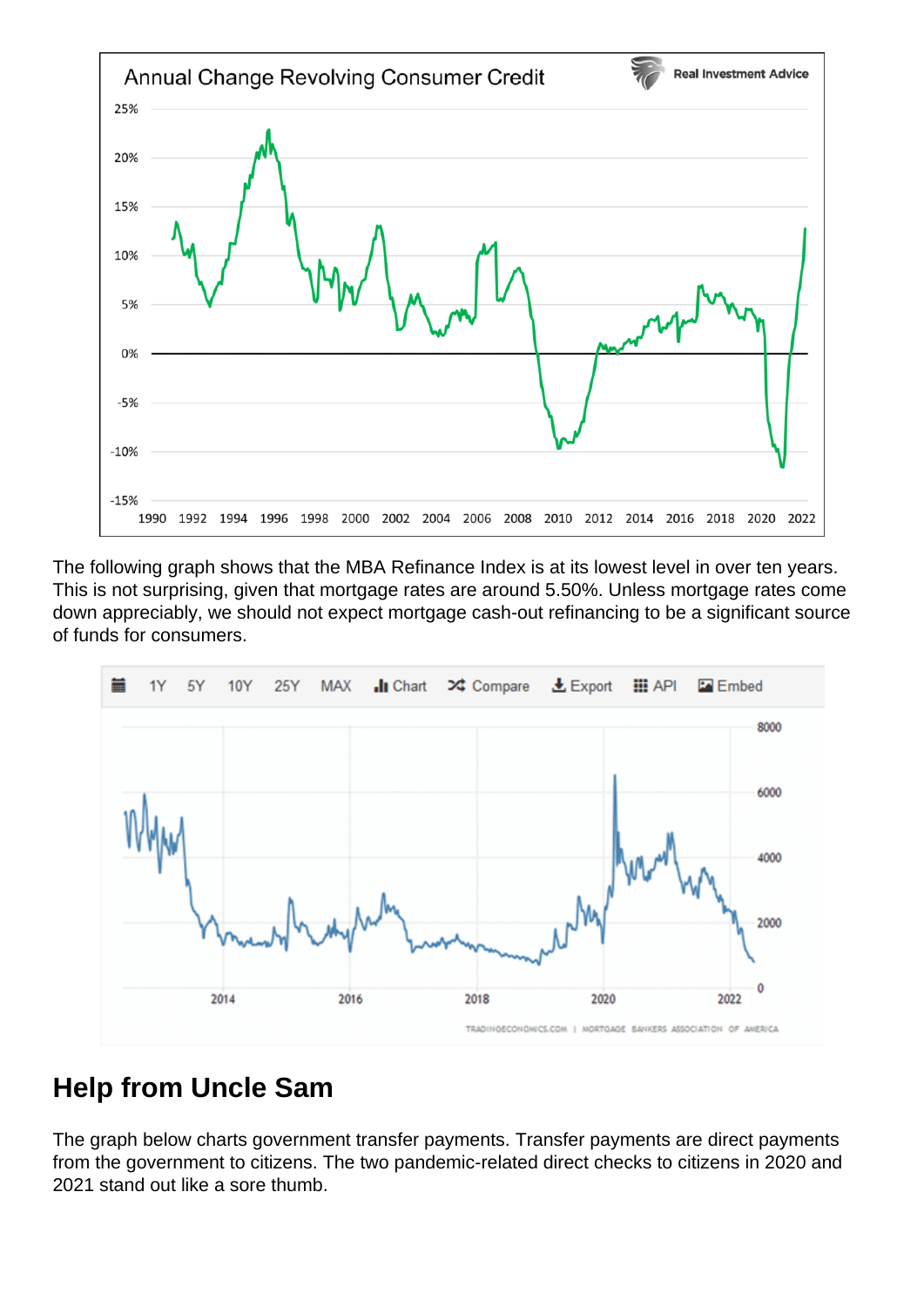The following graph shows that the MBA Refinance Index is at its lowest level in over ten years. This is not surprising, given that mortgage rates are around 5.50%. Unless mortgage rates come down appreciably, we should not expect mortgage cash-out refinancing to be a significant source of funds for consumers.

## Help from Uncle Sam

The graph below charts government transfer payments. Transfer payments are direct payments from the government to citizens. The two pandemic-related direct checks to citizens in 2020 and 2021 stand out like a sore thumb.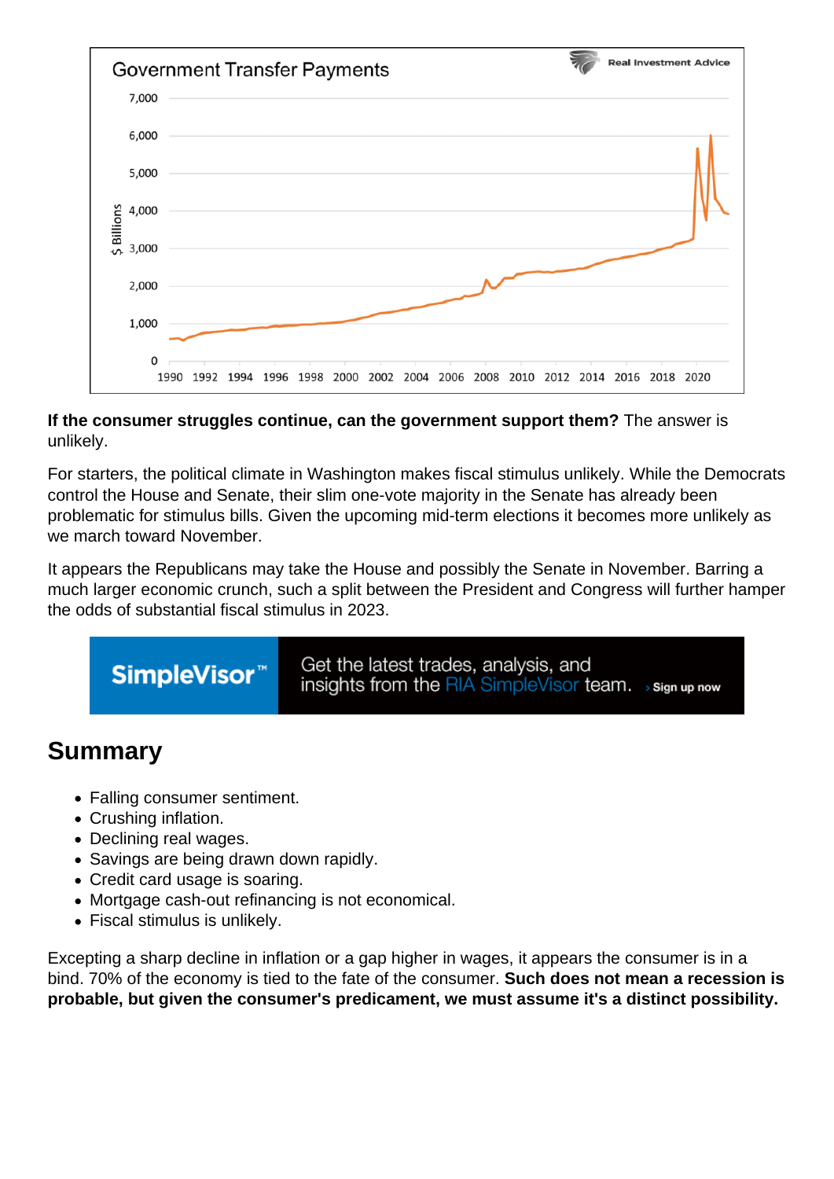Government Transfer Payments

Real Investment Advice

$ Billions

7,000
6,000
5,000
4,000
3,000
2,000
1,000
0

1990 1992 1994 1996 1998 2000 2002 2004 2006 2008 2010 2012 2014 2016 2018 2020

**If the consumer struggles continue, can the government support them?** The answer is unlikely.

For starters, the political climate in Washington makes fiscal stimulus unlikely. While the Democrats control the House and Senate, their slim one-vote majority in the Senate has already been problematic for stimulus bills. Given the upcoming mid-term elections it becomes more unlikely as we march toward November.

It appears the Republicans may take the House and possibly the Senate in November. Barring a much larger economic crunch, such a split between the President and Congress will further hamper the odds of substantial fiscal stimulus in 2023.

SimpleVisor™ Get the latest trades, analysis, and insights from the RIA SimpleVisor team. › Sign up now

## Summary

- Falling consumer sentiment.
- Crushing inflation.
- Declining real wages.
- Savings are being drawn down rapidly.
- Credit card usage is soaring.
- Mortgage cash-out refinancing is not economical.
- Fiscal stimulus is unlikely.

Excepting a sharp decline in inflation or a gap higher in wages, it appears the consumer is in a bind. 70% of the economy is tied to the fate of the consumer. **Such does not mean a recession is probable, but given the consumer's predicament, we must assume it's a distinct possibility.**